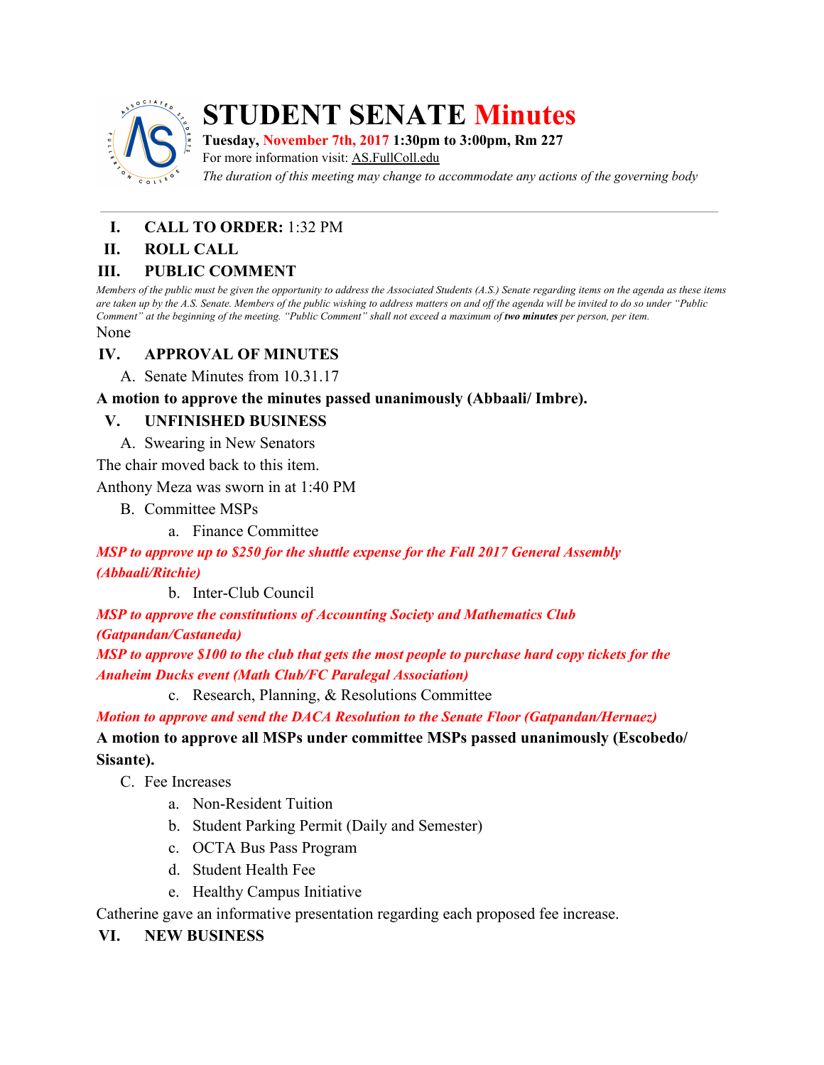# STUDENT SENATE Minutes

**Tuesday, November 7th, 2017 1:30pm to 3:00pm, Rm 227**

For more information visit: AS.FullColl.edu

*The duration of this meeting may change to accommodate any actions of the governing body*

---

## I. CALL TO ORDER: 1:32 PM

## II. ROLL CALL

## III. PUBLIC COMMENT

*Members of the public must be given the opportunity to address the Associated Students (A.S.) Senate regarding items on the agenda as these items are taken up by the A.S. Senate. Members of the public wishing to address matters on and off the agenda will be invited to do so under "Public Comment" at the beginning of the meeting. "Public Comment" shall not exceed a maximum of **two minutes** per person, per item.*

None

## IV. APPROVAL OF MINUTES

A. Senate Minutes from 10.31.17

**A motion to approve the minutes passed unanimously (Abbaali/ Imbre).**

## V. UNFINISHED BUSINESS

A. Swearing in New Senators

The chair moved back to this item.

Anthony Meza was sworn in at 1:40 PM

B. Committee MSPs

a. Finance Committee

***MSP to approve up to $250 for the shuttle expense for the Fall 2017 General Assembly (Abbaali/Ritchie)***

b. Inter-Club Council

***MSP to approve the constitutions of Accounting Society and Mathematics Club (Gatpandan/Castaneda)***

***MSP to approve $100 to the club that gets the most people to purchase hard copy tickets for the Anaheim Ducks event (Math Club/FC Paralegal Association)***

c. Research, Planning, & Resolutions Committee

***Motion to approve and send the DACA Resolution to the Senate Floor (Gatpandan/Hernaez)***

**A motion to approve all MSPs under committee MSPs passed unanimously (Escobedo/ Sisante).**

C. Fee Increases

a. Non-Resident Tuition
b. Student Parking Permit (Daily and Semester)
c. OCTA Bus Pass Program
d. Student Health Fee
e. Healthy Campus Initiative

Catherine gave an informative presentation regarding each proposed fee increase.

## VI. NEW BUSINESS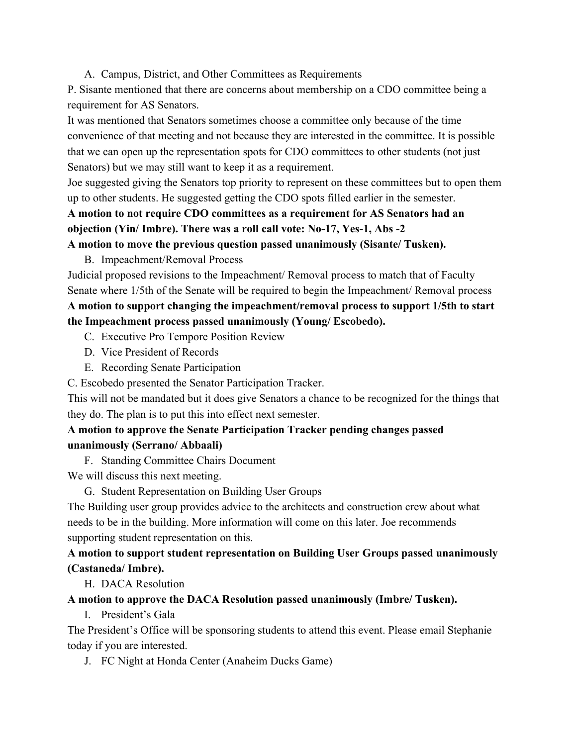A. Campus, District, and Other Committees as Requirements

P. Sisante mentioned that there are concerns about membership on a CDO committee being a requirement for AS Senators.

It was mentioned that Senators sometimes choose a committee only because of the time convenience of that meeting and not because they are interested in the committee. It is possible that we can open up the representation spots for CDO committees to other students (not just Senators) but we may still want to keep it as a requirement.

Joe suggested giving the Senators top priority to represent on these committees but to open them up to other students. He suggested getting the CDO spots filled earlier in the semester.

**A motion to not require CDO committees as a requirement for AS Senators had an objection (Yin/ Imbre). There was a roll call vote: No-17, Yes-1, Abs -2**

**A motion to move the previous question passed unanimously (Sisante/ Tusken).**

B. Impeachment/Removal Process

Judicial proposed revisions to the Impeachment/ Removal process to match that of Faculty Senate where 1/5th of the Senate will be required to begin the Impeachment/ Removal process

**A motion to support changing the impeachment/removal process to support 1/5th to start the Impeachment process passed unanimously (Young/ Escobedo).**

C. Executive Pro Tempore Position Review

D. Vice President of Records

E. Recording Senate Participation

C. Escobedo presented the Senator Participation Tracker.

This will not be mandated but it does give Senators a chance to be recognized for the things that they do. The plan is to put this into effect next semester.

**A motion to approve the Senate Participation Tracker pending changes passed unanimously (Serrano/ Abbaali)**

F. Standing Committee Chairs Document

We will discuss this next meeting.

G. Student Representation on Building User Groups

The Building user group provides advice to the architects and construction crew about what needs to be in the building. More information will come on this later. Joe recommends supporting student representation on this.

**A motion to support student representation on Building User Groups passed unanimously (Castaneda/ Imbre).**

H. DACA Resolution

**A motion to approve the DACA Resolution passed unanimously (Imbre/ Tusken).**

I. President's Gala

The President's Office will be sponsoring students to attend this event. Please email Stephanie today if you are interested.

J. FC Night at Honda Center (Anaheim Ducks Game)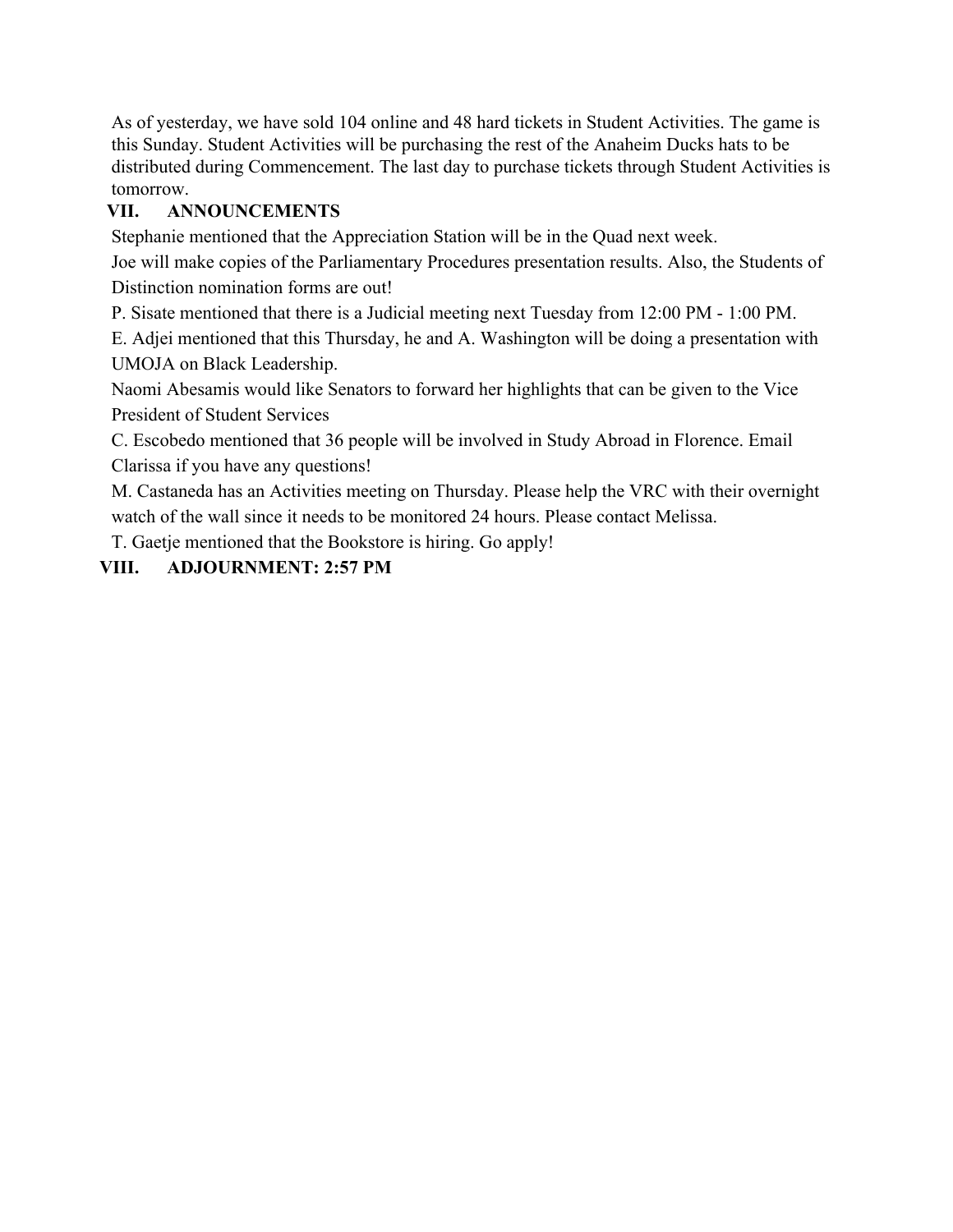As of yesterday, we have sold 104 online and 48 hard tickets in Student Activities. The game is this Sunday. Student Activities will be purchasing the rest of the Anaheim Ducks hats to be distributed during Commencement. The last day to purchase tickets through Student Activities is tomorrow.

## VII. ANNOUNCEMENTS

Stephanie mentioned that the Appreciation Station will be in the Quad next week.

Joe will make copies of the Parliamentary Procedures presentation results. Also, the Students of Distinction nomination forms are out!

P. Sisate mentioned that there is a Judicial meeting next Tuesday from 12:00 PM - 1:00 PM.

E. Adjei mentioned that this Thursday, he and A. Washington will be doing a presentation with UMOJA on Black Leadership.

Naomi Abesamis would like Senators to forward her highlights that can be given to the Vice President of Student Services

C. Escobedo mentioned that 36 people will be involved in Study Abroad in Florence. Email Clarissa if you have any questions!

M. Castaneda has an Activities meeting on Thursday. Please help the VRC with their overnight watch of the wall since it needs to be monitored 24 hours. Please contact Melissa.

T. Gaetje mentioned that the Bookstore is hiring. Go apply!

## VIII. ADJOURNMENT: 2:57 PM